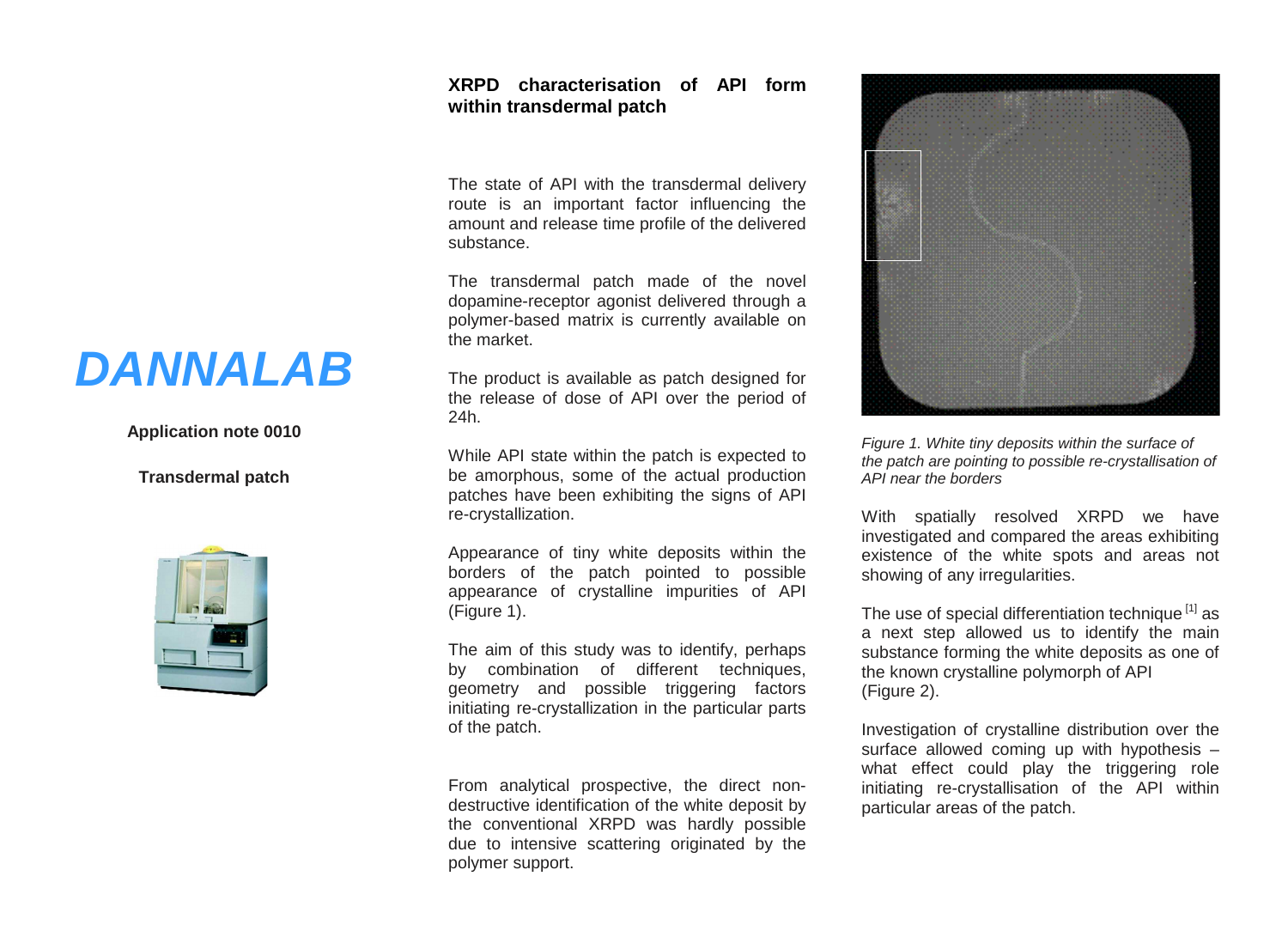# DANNALAB

**Application note 0010**

**Transdermal patch**

## XRPD characterisation of API form within transdermal patch

The state of API with the transdermal delivery route is an important factor influencing the amount and release time profile of the delivered substance.

The transdermal patch made of the novel dopamine-receptor agonist delivered through a polymer-based matrix is currently available on the market.

The product is available as patch designed for the release of dose of API over the period of 24h.

While API state within the patch is expected to be amorphous, some of the actual production patches have been exhibiting the signs of API re-crystallization.

Appearance of tiny white deposits within the borders of the patch pointed to possible appearance of crystalline impurities of API (Figure 1).

The aim of this study was to identify, perhaps by combination of different techniques, geometry and possible triggering factors initiating re-crystallization in the particular parts of the patch.

From analytical prospective, the direct non-destructive identification of the white deposit by the conventional XRPD was hardly possible due to intensive scattering originated by the polymer support.

*Figure 1. White tiny deposits within the surface of the patch are pointing to possible re-crystallisation of API near the borders*

With spatially resolved XRPD we have investigated and compared the areas exhibiting existence of the white spots and areas not showing of any irregularities.

The use of special differentiation technique [1] as a next step allowed us to identify the main substance forming the white deposits as one of the known crystalline polymorph of API (Figure 2).

Investigation of crystalline distribution over the surface allowed coming up with hypothesis – what effect could play the triggering role initiating re-crystallisation of the API within particular areas of the patch.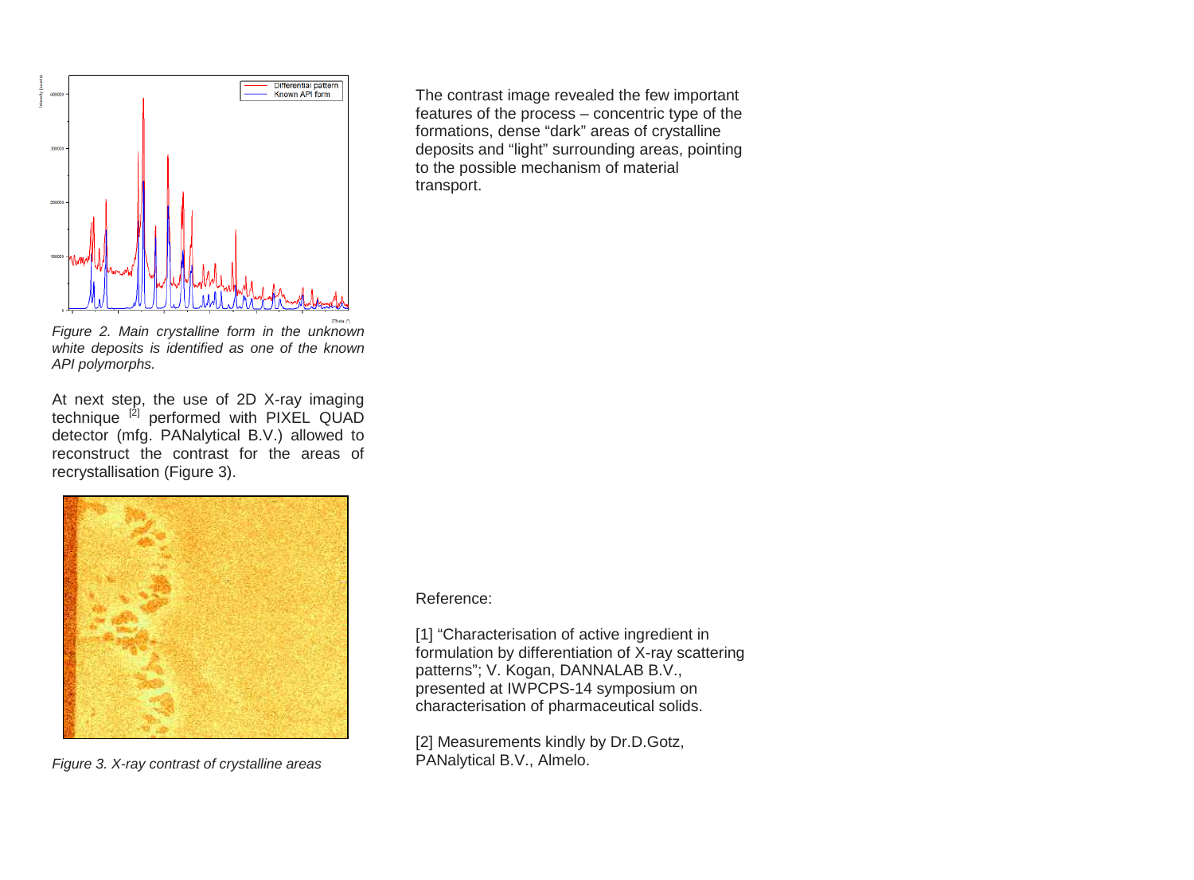Differential pattern
Known API form

Intensity (counts)

400000

300000

200000

100000

0

2Theta (°)

*Figure 2. Main crystalline form in the unknown white deposits is identified as one of the known API polymorphs.*

At next step, the use of 2D X-ray imaging technique [2] performed with PIXEL QUAD detector (mfg. PANalytical B.V.) allowed to reconstruct the contrast for the areas of recrystallisation (Figure 3).

*Figure 3. X-ray contrast of crystalline areas*

The contrast image revealed the few important features of the process – concentric type of the formations, dense "dark" areas of crystalline deposits and "light" surrounding areas, pointing to the possible mechanism of material transport.

Reference:

[1] "Characterisation of active ingredient in formulation by differentiation of X-ray scattering patterns"; V. Kogan, DANNALAB B.V., presented at IWPCPS-14 symposium on characterisation of pharmaceutical solids.

[2] Measurements kindly by Dr.D.Gotz, PANalytical B.V., Almelo.